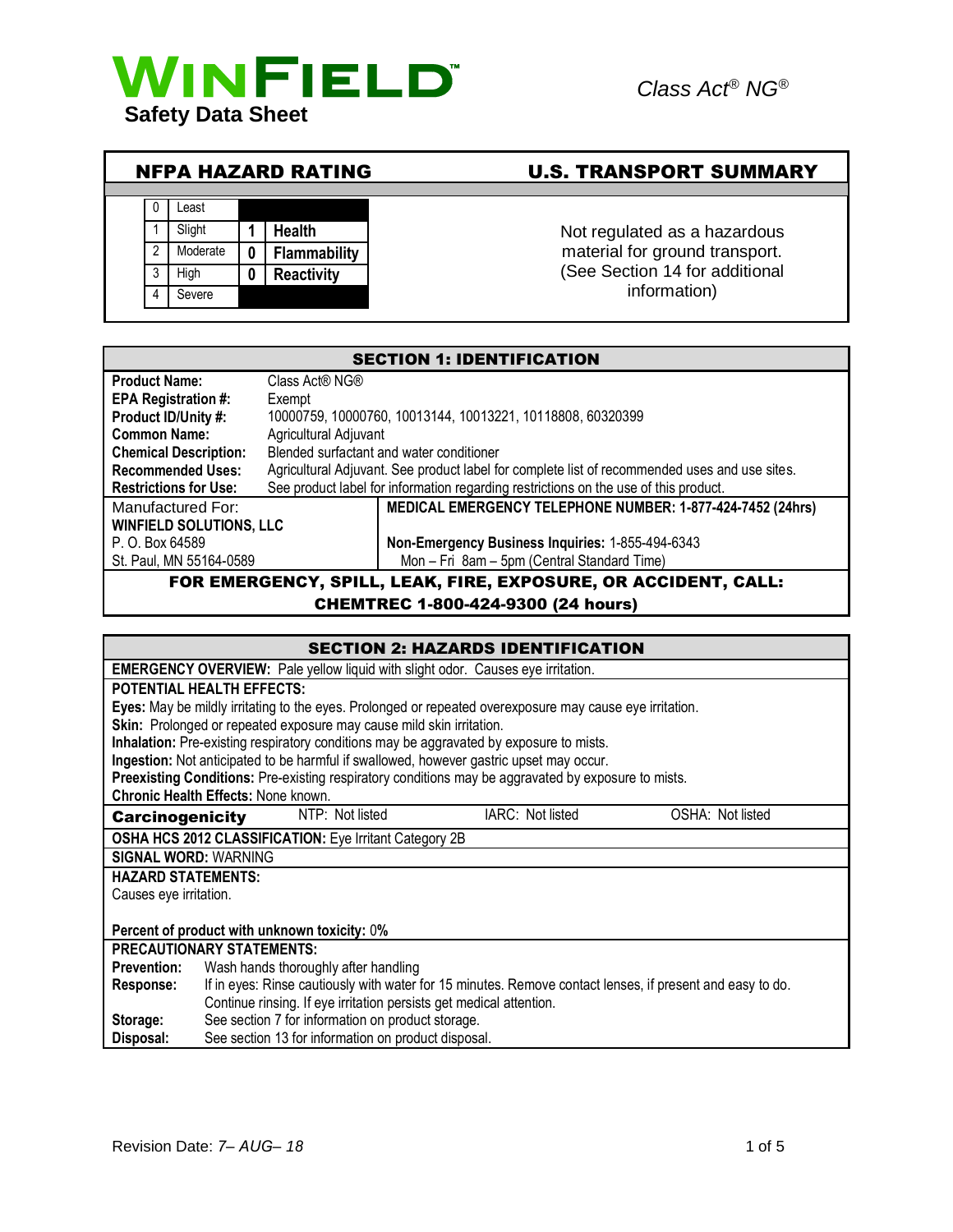WINFIELD™

**Safety Data Sheet**

*Class Act® NG®*

## NFPA HAZARD RATING

| | | | |
|---|---|---|---|
| 0 | Least | | |
| 1 | Slight | 1 | Health |
| 2 | Moderate | 0 | Flammability |
| 3 | High | 0 | Reactivity |
| 4 | Severe | | |

## U.S. TRANSPORT SUMMARY

Not regulated as a hazardous material for ground transport. (See Section 14 for additional information)

## SECTION 1: IDENTIFICATION

| | |
|---|---|
| **Product Name:** | Class Act® NG® |
| **EPA Registration #:** | Exempt |
| **Product ID/Unity #:** | 10000759, 10000760, 10013144, 10013221, 10118808, 60320399 |
| **Common Name:** | Agricultural Adjuvant |
| **Chemical Description:** | Blended surfactant and water conditioner |
| **Recommended Uses:** | Agricultural Adjuvant. See product label for complete list of recommended uses and use sites. |
| **Restrictions for Use:** | See product label for information regarding restrictions on the use of this product. |

| | |
|---|---|
| Manufactured For: | **MEDICAL EMERGENCY TELEPHONE NUMBER: 1-877-424-7452 (24hrs)** |
| **WINFIELD SOLUTIONS, LLC** | |
| P. O. Box 64589 | **Non-Emergency Business Inquiries:** 1-855-494-6343 |
| St. Paul, MN 55164-0589 | Mon – Fri 8am – 5pm (Central Standard Time) |

**FOR EMERGENCY, SPILL, LEAK, FIRE, EXPOSURE, OR ACCIDENT, CALL: CHEMTREC 1-800-424-9300 (24 hours)**

## SECTION 2: HAZARDS IDENTIFICATION

**EMERGENCY OVERVIEW:** Pale yellow liquid with slight odor. Causes eye irritation.

**POTENTIAL HEALTH EFFECTS:**

**Eyes:** May be mildly irritating to the eyes. Prolonged or repeated overexposure may cause eye irritation.
**Skin:** Prolonged or repeated exposure may cause mild skin irritation.
**Inhalation:** Pre-existing respiratory conditions may be aggravated by exposure to mists.
**Ingestion:** Not anticipated to be harmful if swallowed, however gastric upset may occur.
**Preexisting Conditions:** Pre-existing respiratory conditions may be aggravated by exposure to mists.
**Chronic Health Effects:** None known.

| **Carcinogenicity** | NTP: Not listed | IARC: Not listed | OSHA: Not listed |
|---|---|---|---|

**OSHA HCS 2012 CLASSIFICATION:** Eye Irritant Category 2B

**SIGNAL WORD:** WARNING

**HAZARD STATEMENTS:**
Causes eye irritation.

**Percent of product with unknown toxicity:** 0**%**

**PRECAUTIONARY STATEMENTS:**

| | |
|---|---|
| **Prevention:** | Wash hands thoroughly after handling |
| **Response:** | If in eyes: Rinse cautiously with water for 15 minutes. Remove contact lenses, if present and easy to do. Continue rinsing. If eye irritation persists get medical attention. |
| **Storage:** | See section 7 for information on product storage. |
| **Disposal:** | See section 13 for information on product disposal. |

Revision Date: *7– AUG– 18*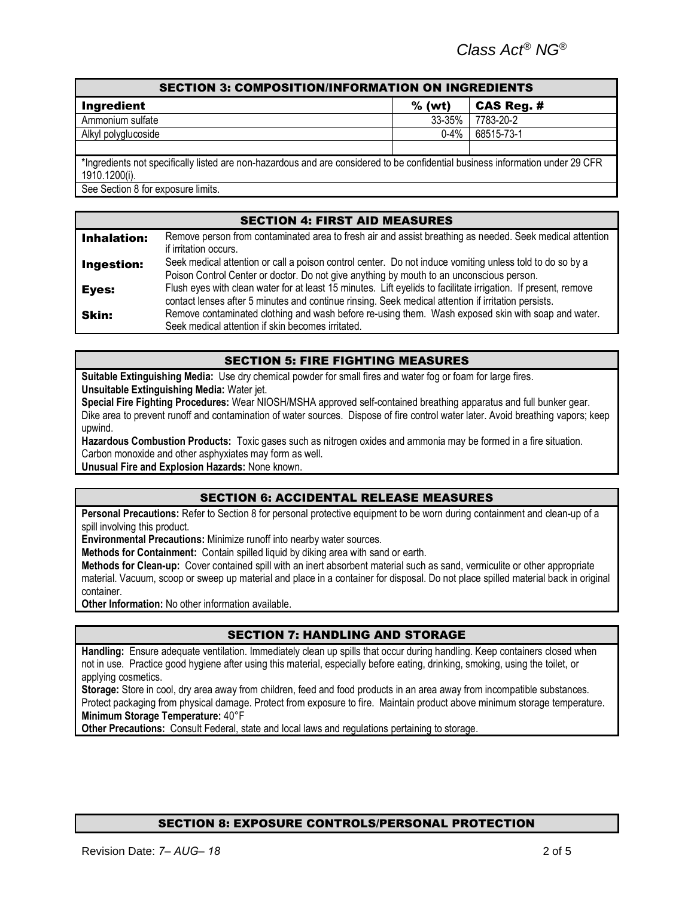## SECTION 3: COMPOSITION/INFORMATION ON INGREDIENTS

| Ingredient | % (wt) | CAS Reg. # |
|---|---|---|
| Ammonium sulfate | 33-35% | 7783-20-2 |
| Alkyl polyglucoside | 0-4% | 68515-73-1 |
| | | |

*Ingredients not specifically listed are non-hazardous and are considered to be confidential business information under 29 CFR 1910.1200(i).

See Section 8 for exposure limits.

## SECTION 4: FIRST AID MEASURES

| | |
|---|---|
| **Inhalation:** | Remove person from contaminated area to fresh air and assist breathing as needed. Seek medical attention if irritation occurs. |
| **Ingestion:** | Seek medical attention or call a poison control center. Do not induce vomiting unless told to do so by a Poison Control Center or doctor. Do not give anything by mouth to an unconscious person. |
| **Eyes:** | Flush eyes with clean water for at least 15 minutes. Lift eyelids to facilitate irrigation. If present, remove contact lenses after 5 minutes and continue rinsing. Seek medical attention if irritation persists. |
| **Skin:** | Remove contaminated clothing and wash before re-using them. Wash exposed skin with soap and water. Seek medical attention if skin becomes irritated. |

## SECTION 5: FIRE FIGHTING MEASURES

**Suitable Extinguishing Media:** Use dry chemical powder for small fires and water fog or foam for large fires.

**Unsuitable Extinguishing Media:** Water jet.

**Special Fire Fighting Procedures:** Wear NIOSH/MSHA approved self-contained breathing apparatus and full bunker gear. Dike area to prevent runoff and contamination of water sources. Dispose of fire control water later. Avoid breathing vapors; keep upwind.

**Hazardous Combustion Products:** Toxic gases such as nitrogen oxides and ammonia may be formed in a fire situation. Carbon monoxide and other asphyxiates may form as well.

**Unusual Fire and Explosion Hazards:** None known.

## SECTION 6: ACCIDENTAL RELEASE MEASURES

**Personal Precautions:** Refer to Section 8 for personal protective equipment to be worn during containment and clean-up of a spill involving this product.

**Environmental Precautions:** Minimize runoff into nearby water sources.

**Methods for Containment:** Contain spilled liquid by diking area with sand or earth.

**Methods for Clean-up:** Cover contained spill with an inert absorbent material such as sand, vermiculite or other appropriate material. Vacuum, scoop or sweep up material and place in a container for disposal. Do not place spilled material back in original container.

**Other Information:** No other information available.

## SECTION 7: HANDLING AND STORAGE

**Handling:** Ensure adequate ventilation. Immediately clean up spills that occur during handling. Keep containers closed when not in use. Practice good hygiene after using this material, especially before eating, drinking, smoking, using the toilet, or applying cosmetics.

**Storage:** Store in cool, dry area away from children, feed and food products in an area away from incompatible substances. Protect packaging from physical damage. Protect from exposure to fire. Maintain product above minimum storage temperature.

**Minimum Storage Temperature:** 40°F

**Other Precautions:** Consult Federal, state and local laws and regulations pertaining to storage.

## SECTION 8: EXPOSURE CONTROLS/PERSONAL PROTECTION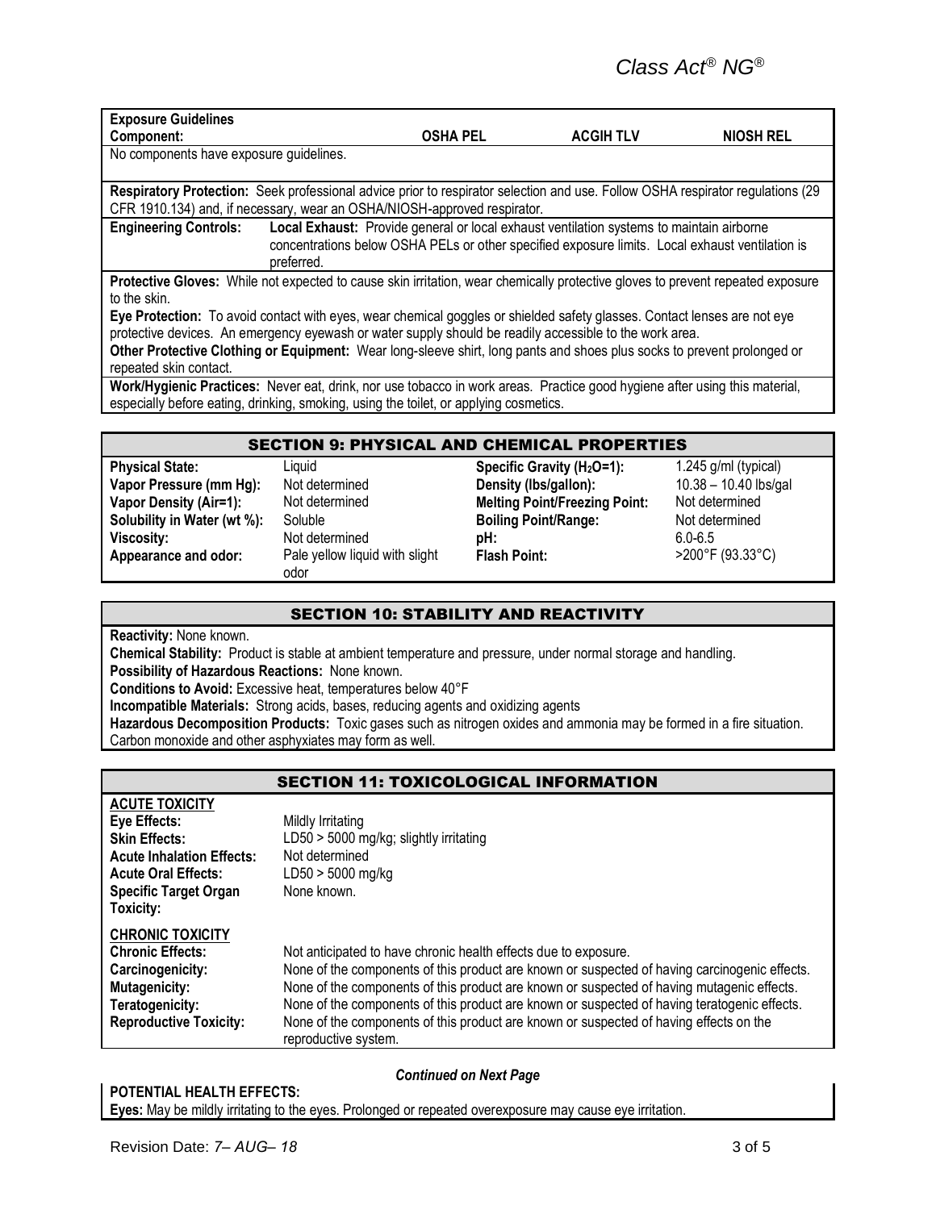| Exposure Guidelines Component: | OSHA PEL | ACGIH TLV | NIOSH REL |
|---|---|---|---|
| No components have exposure guidelines. | | | |

**Respiratory Protection:** Seek professional advice prior to respirator selection and use. Follow OSHA respirator regulations (29 CFR 1910.134) and, if necessary, wear an OSHA/NIOSH-approved respirator.

**Engineering Controls:** **Local Exhaust:** Provide general or local exhaust ventilation systems to maintain airborne concentrations below OSHA PELs or other specified exposure limits. Local exhaust ventilation is preferred.

**Protective Gloves:** While not expected to cause skin irritation, wear chemically protective gloves to prevent repeated exposure to the skin.

**Eye Protection:** To avoid contact with eyes, wear chemical goggles or shielded safety glasses. Contact lenses are not eye protective devices. An emergency eyewash or water supply should be readily accessible to the work area.

**Other Protective Clothing or Equipment:** Wear long-sleeve shirt, long pants and shoes plus socks to prevent prolonged or repeated skin contact.

**Work/Hygienic Practices:** Never eat, drink, nor use tobacco in work areas. Practice good hygiene after using this material, especially before eating, drinking, smoking, using the toilet, or applying cosmetics.

## SECTION 9: PHYSICAL AND CHEMICAL PROPERTIES

| | | | |
|---|---|---|---|
| **Physical State:** | Liquid | **Specific Gravity ($H_2O$=1):** | 1.245 g/ml (typical) |
| **Vapor Pressure (mm Hg):** | Not determined | **Density (lbs/gallon):** | 10.38 – 10.40 lbs/gal |
| **Vapor Density (Air=1):** | Not determined | **Melting Point/Freezing Point:** | Not determined |
| **Solubility in Water (wt %):** | Soluble | **Boiling Point/Range:** | Not determined |
| **Viscosity:** | Not determined | **pH:** | 6.0-6.5 |
| **Appearance and odor:** | Pale yellow liquid with slight odor | **Flash Point:** | >200°F (93.33°C) |

## SECTION 10: STABILITY AND REACTIVITY

**Reactivity:** None known.
**Chemical Stability:** Product is stable at ambient temperature and pressure, under normal storage and handling.
**Possibility of Hazardous Reactions:** None known.
**Conditions to Avoid:** Excessive heat, temperatures below 40°F
**Incompatible Materials:** Strong acids, bases, reducing agents and oxidizing agents
**Hazardous Decomposition Products:** Toxic gases such as nitrogen oxides and ammonia may be formed in a fire situation. Carbon monoxide and other asphyxiates may form as well.

## SECTION 11: TOXICOLOGICAL INFORMATION

**ACUTE TOXICITY**

| | |
|---|---|
| **Eye Effects:** | Mildly Irritating |
| **Skin Effects:** | LD50 > 5000 mg/kg; slightly irritating |
| **Acute Inhalation Effects:** | Not determined |
| **Acute Oral Effects:** | LD50 > 5000 mg/kg |
| **Specific Target Organ Toxicity:** | None known. |

**CHRONIC TOXICITY**

| | |
|---|---|
| **Chronic Effects:** | Not anticipated to have chronic health effects due to exposure. |
| **Carcinogenicity:** | None of the components of this product are known or suspected of having carcinogenic effects. |
| **Mutagenicity:** | None of the components of this product are known or suspected of having mutagenic effects. |
| **Teratogenicity:** | None of the components of this product are known or suspected of having teratogenic effects. |
| **Reproductive Toxicity:** | None of the components of this product are known or suspected of having effects on the reproductive system. |

***Continued on Next Page***

**POTENTIAL HEALTH EFFECTS:**
**Eyes:** May be mildly irritating to the eyes. Prolonged or repeated overexposure may cause eye irritation.

Revision Date: *7– AUG– 18*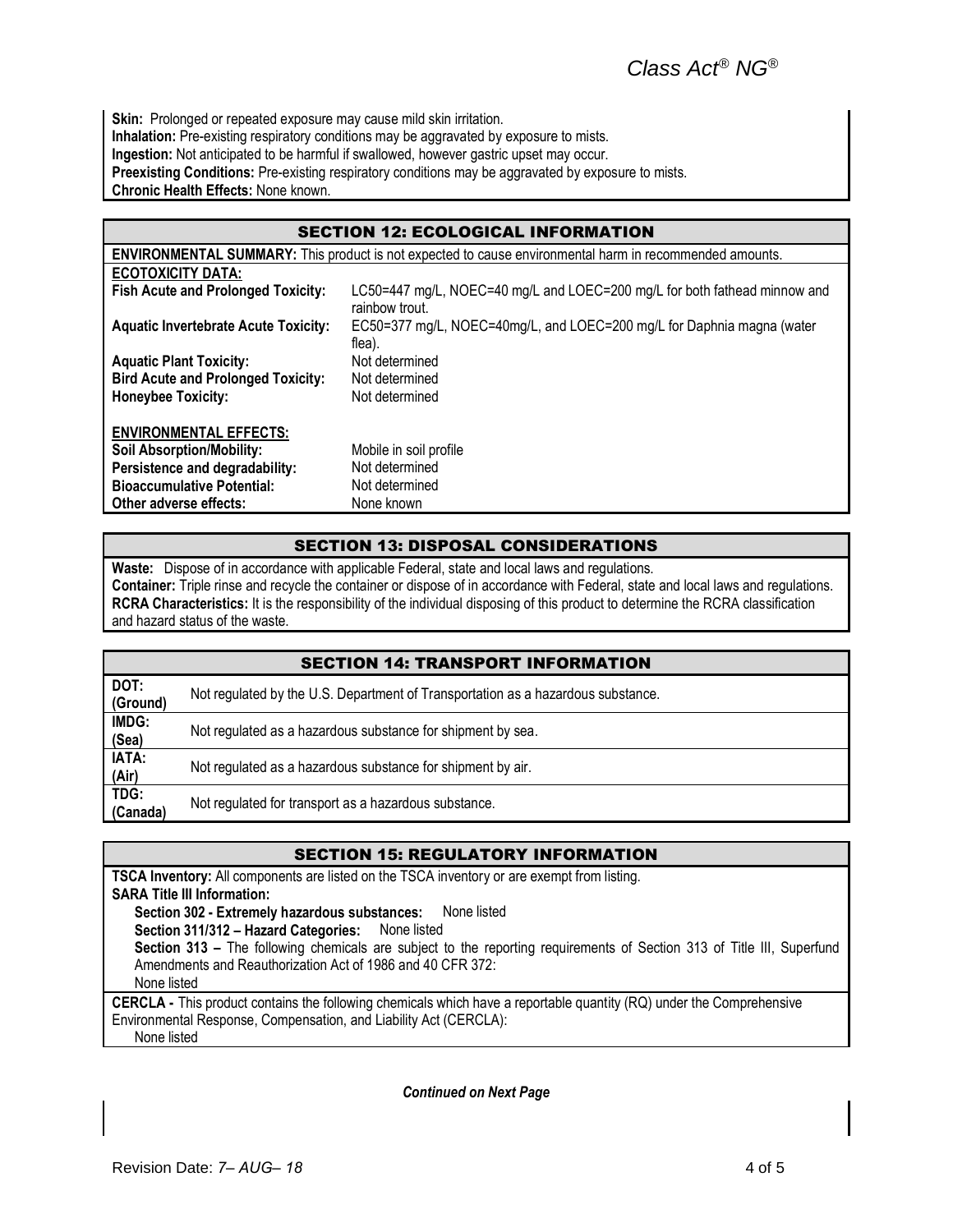**Skin:** Prolonged or repeated exposure may cause mild skin irritation.
**Inhalation:** Pre-existing respiratory conditions may be aggravated by exposure to mists.
**Ingestion:** Not anticipated to be harmful if swallowed, however gastric upset may occur.
**Preexisting Conditions:** Pre-existing respiratory conditions may be aggravated by exposure to mists.
**Chronic Health Effects:** None known.

## SECTION 12: ECOLOGICAL INFORMATION

**ENVIRONMENTAL SUMMARY:** This product is not expected to cause environmental harm in recommended amounts.

**ECOTOXICITY DATA:**

| | |
|---|---|
| **Fish Acute and Prolonged Toxicity:** | LC50=447 mg/L, NOEC=40 mg/L and LOEC=200 mg/L for both fathead minnow and rainbow trout. |
| **Aquatic Invertebrate Acute Toxicity:** | EC50=377 mg/L, NOEC=40mg/L, and LOEC=200 mg/L for Daphnia magna (water flea). |
| **Aquatic Plant Toxicity:** | Not determined |
| **Bird Acute and Prolonged Toxicity:** | Not determined |
| **Honeybee Toxicity:** | Not determined |

**ENVIRONMENTAL EFFECTS:**

| | |
|---|---|
| **Soil Absorption/Mobility:** | Mobile in soil profile |
| **Persistence and degradability:** | Not determined |
| **Bioaccumulative Potential:** | Not determined |
| **Other adverse effects:** | None known |

## SECTION 13: DISPOSAL CONSIDERATIONS

**Waste:** Dispose of in accordance with applicable Federal, state and local laws and regulations.
**Container:** Triple rinse and recycle the container or dispose of in accordance with Federal, state and local laws and regulations.
**RCRA Characteristics:** It is the responsibility of the individual disposing of this product to determine the RCRA classification and hazard status of the waste.

## SECTION 14: TRANSPORT INFORMATION

| | |
|---|---|
| **DOT: (Ground)** | Not regulated by the U.S. Department of Transportation as a hazardous substance. |
| **IMDG: (Sea)** | Not regulated as a hazardous substance for shipment by sea. |
| **IATA: (Air)** | Not regulated as a hazardous substance for shipment by air. |
| **TDG: (Canada)** | Not regulated for transport as a hazardous substance. |

## SECTION 15: REGULATORY INFORMATION

**TSCA Inventory:** All components are listed on the TSCA inventory or are exempt from listing.
**SARA Title III Information:**

**Section 302 - Extremely hazardous substances:** None listed
**Section 311/312 – Hazard Categories:** None listed
**Section 313 –** The following chemicals are subject to the reporting requirements of Section 313 of Title III, Superfund Amendments and Reauthorization Act of 1986 and 40 CFR 372:
None listed

**CERCLA -** This product contains the following chemicals which have a reportable quantity (RQ) under the Comprehensive Environmental Response, Compensation, and Liability Act (CERCLA):
None listed

***Continued on Next Page***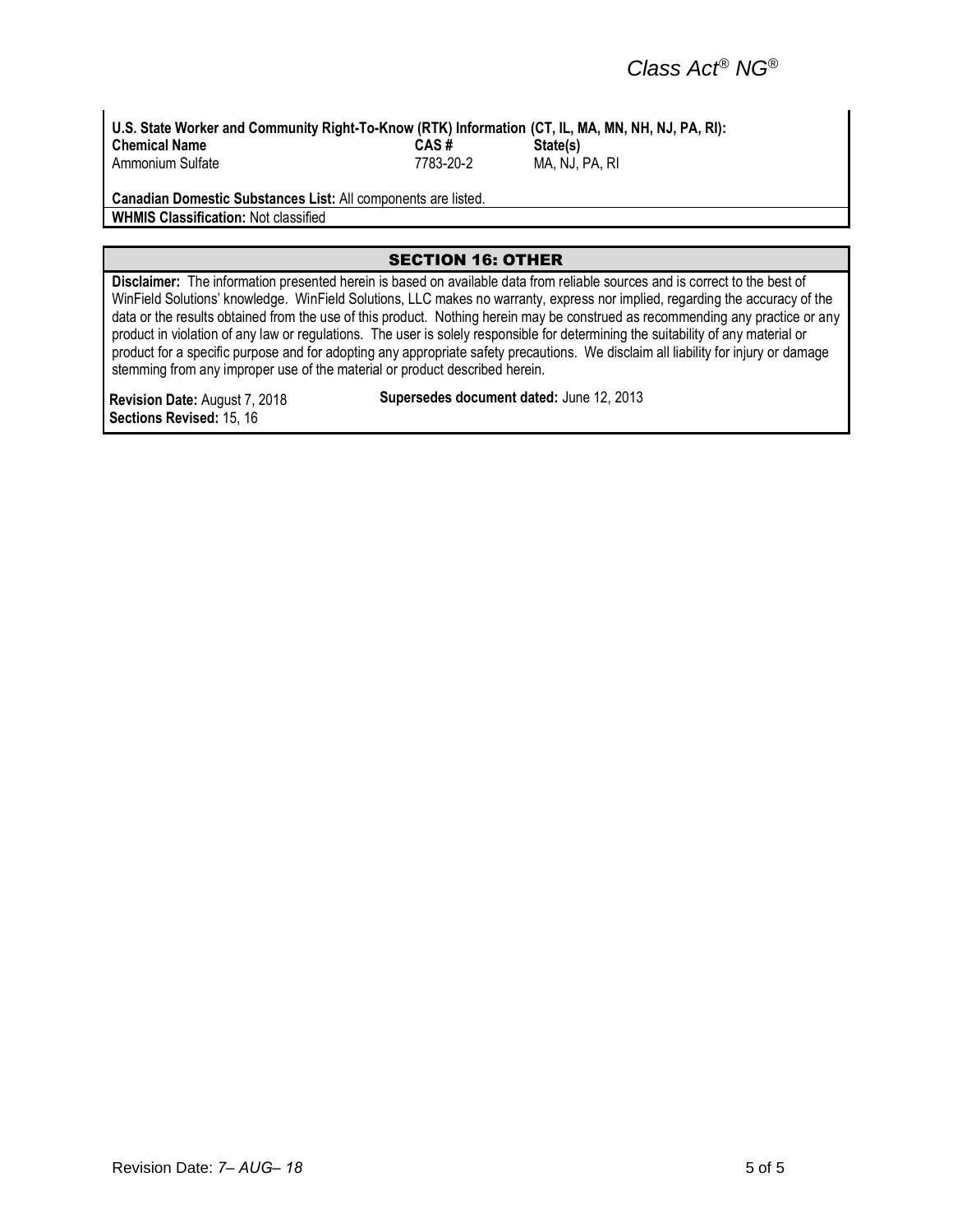**U.S. State Worker and Community Right-To-Know (RTK) Information (CT, IL, MA, MN, NH, NJ, PA, RI):**

| Chemical Name | CAS # | State(s) |
|---|---|---|
| Ammonium Sulfate | 7783-20-2 | MA, NJ, PA, RI |

**Canadian Domestic Substances List:** All components are listed.

**WHMIS Classification:** Not classified

## SECTION 16: OTHER

**Disclaimer:** The information presented herein is based on available data from reliable sources and is correct to the best of WinField Solutions' knowledge. WinField Solutions, LLC makes no warranty, express nor implied, regarding the accuracy of the data or the results obtained from the use of this product. Nothing herein may be construed as recommending any practice or any product in violation of any law or regulations. The user is solely responsible for determining the suitability of any material or product for a specific purpose and for adopting any appropriate safety precautions. We disclaim all liability for injury or damage stemming from any improper use of the material or product described herein.

**Revision Date:** August 7, 2018

**Sections Revised:** 15, 16

**Supersedes document dated:** June 12, 2013